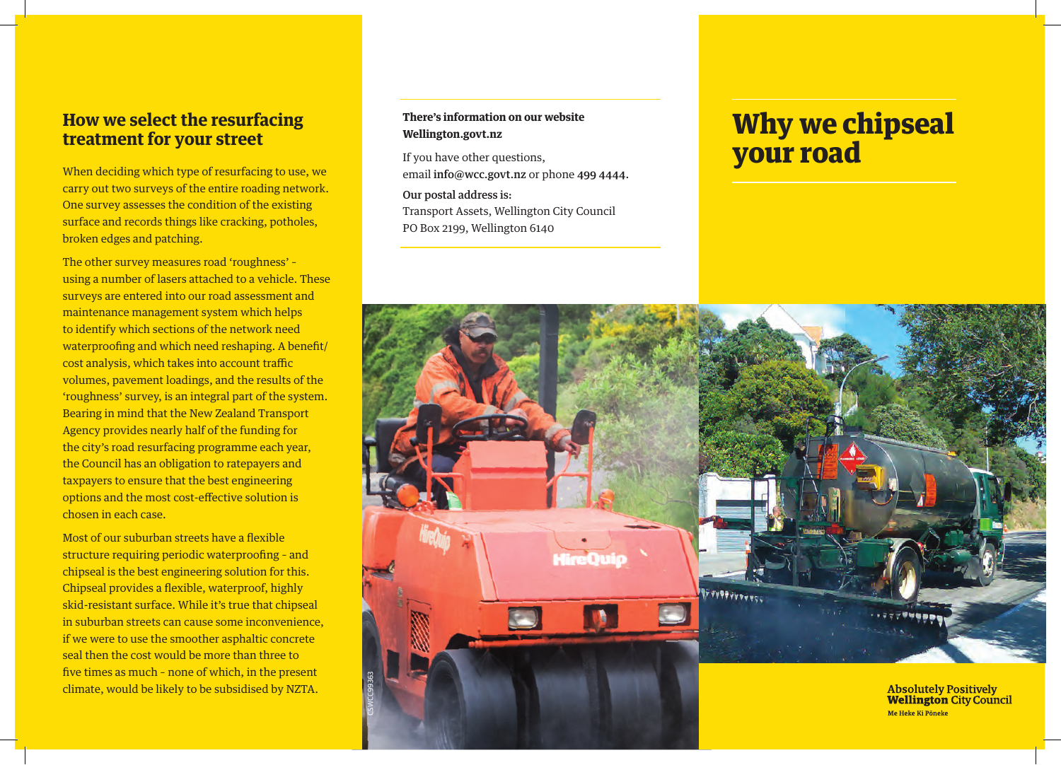## How we select the resurfacing treatment for your street

When deciding which type of resurfacing to use, we carry out two surveys of the entire roading network. One survey assesses the condition of the existing surface and records things like cracking, potholes, broken edges and patching.

The other survey measures road 'roughness' - using a number of lasers attached to a vehicle. These surveys are entered into our road assessment and maintenance management system which helps to identify which sections of the network need waterproofing and which need reshaping. A benefit/cost analysis, which takes into account traffic volumes, pavement loadings, and the results of the 'roughness' survey, is an integral part of the system. Bearing in mind that the New Zealand Transport Agency provides nearly half of the funding for the city's road resurfacing programme each year, the Council has an obligation to ratepayers and taxpayers to ensure that the best engineering options and the most cost-effective solution is chosen in each case.

Most of our suburban streets have a flexible structure requiring periodic waterproofing - and chipseal is the best engineering solution for this. Chipseal provides a flexible, waterproof, highly skid-resistant surface. While it's true that chipseal in suburban streets can cause some inconvenience, if we were to use the smoother asphaltic concrete seal then the cost would be more than three to five times as much - none of which, in the present climate, would be likely to be subsidised by NZTA.

**There's information on our website Wellington.govt.nz**

If you have other questions, email **info@wcc.govt.nz** or phone **499 4444**.

**Our postal address is:**
Transport Assets, Wellington City Council
PO Box 2199, Wellington 6140

CSWCC99363

# Why we chipseal your road

**Absolutely Positively Wellington** City Council
**Me Heke Ki Pōneke**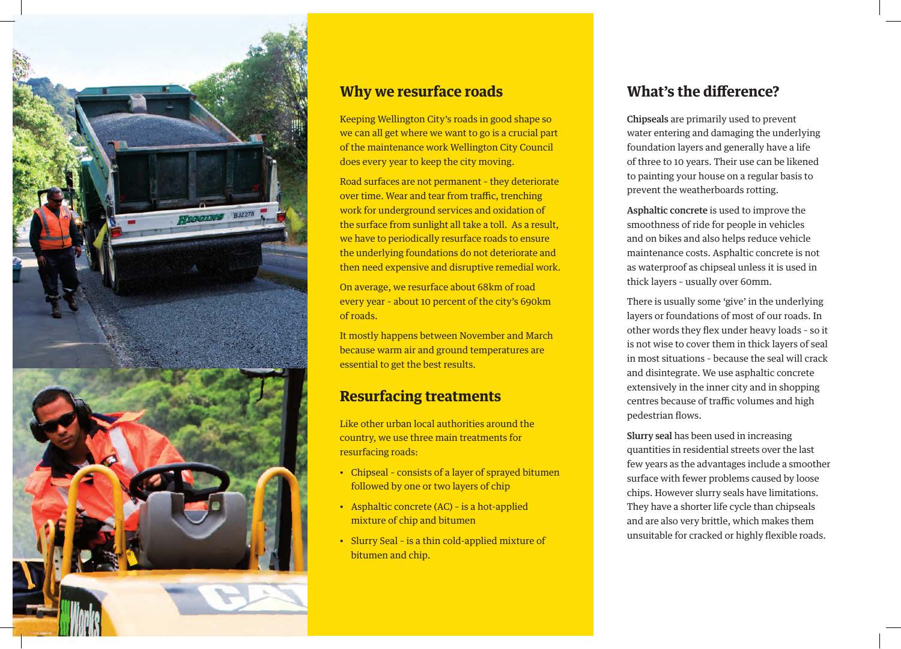## Why we resurface roads

Keeping Wellington City's roads in good shape so we can all get where we want to go is a crucial part of the maintenance work Wellington City Council does every year to keep the city moving.

Road surfaces are not permanent - they deteriorate over time. Wear and tear from traffic, trenching work for underground services and oxidation of the surface from sunlight all take a toll. As a result, we have to periodically resurface roads to ensure the underlying foundations do not deteriorate and then need expensive and disruptive remedial work.

On average, we resurface about 68km of road every year - about 10 percent of the city's 690km of roads.

It mostly happens between November and March because warm air and ground temperatures are essential to get the best results.

## Resurfacing treatments

Like other urban local authorities around the country, we use three main treatments for resurfacing roads:

- Chipseal - consists of a layer of sprayed bitumen followed by one or two layers of chip
- Asphaltic concrete (AC) - is a hot-applied mixture of chip and bitumen
- Slurry Seal - is a thin cold-applied mixture of bitumen and chip.

## What's the difference?

**Chipseals** are primarily used to prevent water entering and damaging the underlying foundation layers and generally have a life of three to 10 years. Their use can be likened to painting your house on a regular basis to prevent the weatherboards rotting.

**Asphaltic concrete** is used to improve the smoothness of ride for people in vehicles and on bikes and also helps reduce vehicle maintenance costs. Asphaltic concrete is not as waterproof as chipseal unless it is used in thick layers - usually over 60mm.

There is usually some 'give' in the underlying layers or foundations of most of our roads. In other words they flex under heavy loads - so it is not wise to cover them in thick layers of seal in most situations - because the seal will crack and disintegrate. We use asphaltic concrete extensively in the inner city and in shopping centres because of traffic volumes and high pedestrian flows.

**Slurry seal** has been used in increasing quantities in residential streets over the last few years as the advantages include a smoother surface with fewer problems caused by loose chips. However slurry seals have limitations. They have a shorter life cycle than chipseals and are also very brittle, which makes them unsuitable for cracked or highly flexible roads.